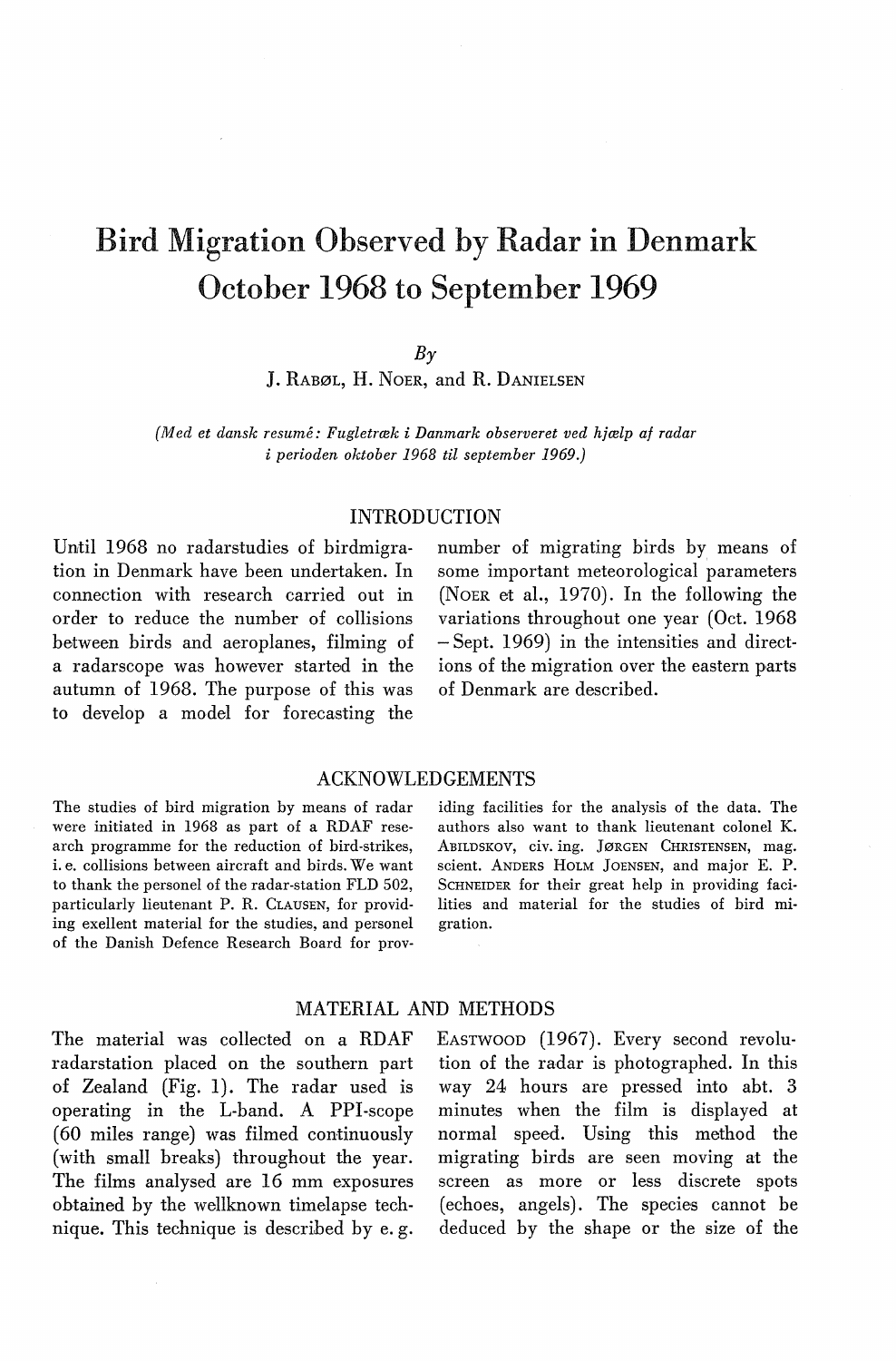# Bird Migration Observed by Radar in Denmark October 1968 to September 1969

*By*

J. Rabøl, H. Noer, and R. Danielsen

*(Med et dansk resumé: Fugletræk i Danmark observeret ved hjælp af radar i perioden oktober 1968 til september 1969.)*

## INTRODUCTION

Until 1968 no radarstudies of birdmigration in Denmark have been undertaken. In connection with research carried out in order to reduce the number of collisions between birds and aeroplanes, filming of a radarscope was however started in the autumn of 1968. The purpose of this was to develop a model for forecasting the number of migrating birds by means of some important meteorological parameters (Noer et al., 1970). In the following the variations throughout one year (Oct. 1968 – Sept. 1969) in the intensities and directions of the migration over the eastern parts of Denmark are described.

## ACKNOWLEDGEMENTS

The studies of bird migration by means of radar were initiated in 1968 as part of a RDAF research programme for the reduction of bird-strikes, i. e. collisions between aircraft and birds. We want to thank the personel of the radar-station FLD 502, particularly lieutenant P. R. Clausen, for providing exellent material for the studies, and personel of the Danish Defence Research Board for providing facilities for the analysis of the data. The authors also want to thank lieutenant colonel K. Abildskov, civ. ing. Jørgen Christensen, mag. scient. Anders Holm Joensen, and major E. P. Schneider for their great help in providing facilities and material for the studies of bird migration.

## MATERIAL AND METHODS

The material was collected on a RDAF radarstation placed on the southern part of Zealand (Fig. 1). The radar used is operating in the L-band. A PPI-scope (60 miles range) was filmed continuously (with small breaks) throughout the year. The films analysed are 16 mm exposures obtained by the wellknown timelapse technique. This technique is described by e. g. Eastwood (1967). Every second revolution of the radar is photographed. In this way 24 hours are pressed into abt. 3 minutes when the film is displayed at normal speed. Using this method the migrating birds are seen moving at the screen as more or less discrete spots (echoes, angels). The species cannot be deduced by the shape or the size of the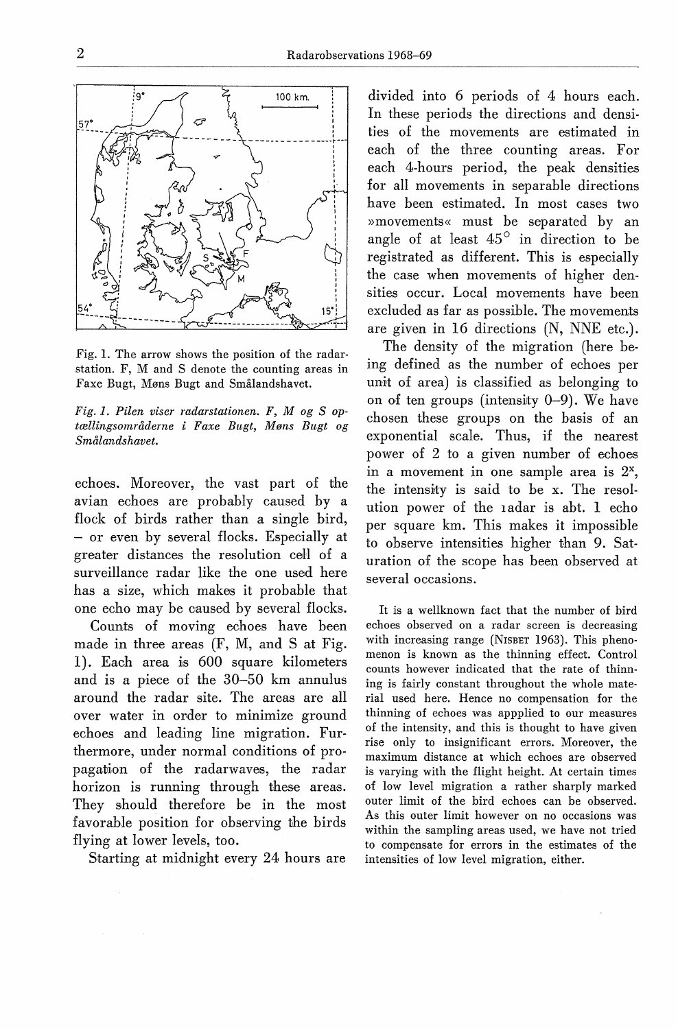Fig. 1. The arrow shows the position of the radarstation. F, M and S denote the counting areas in Faxe Bugt, Møns Bugt and Smålandshavet.

*Fig. 1. Pilen viser radarstationen. F, M og S optællingsområderne i Faxe Bugt, Møns Bugt og Smålandshavet.*

echoes. Moreover, the vast part of the avian echoes are probably caused by a flock of birds rather than a single bird, – or even by several flocks. Especially at greater distances the resolution cell of a surveillance radar like the one used here has a size, which makes it probable that one echo may be caused by several flocks.

Counts of moving echoes have been made in three areas (F, M, and S at Fig. 1). Each area is 600 square kilometers and is a piece of the 30–50 km annulus around the radar site. The areas are all over water in order to minimize ground echoes and leading line migration. Furthermore, under normal conditions of propagation of the radarwaves, the radar horizon is running through these areas. They should therefore be in the most favorable position for observing the birds flying at lower levels, too.

Starting at midnight every 24 hours are divided into 6 periods of 4 hours each. In these periods the directions and densities of the movements are estimated in each of the three counting areas. For each 4-hours period, the peak densities for all movements in separable directions have been estimated. In most cases two »movements« must be separated by an angle of at least 45° in direction to be registrated as different. This is especially the case when movements of higher densities occur. Local movements have been excluded as far as possible. The movements are given in 16 directions (N, NNE etc.).

The density of the migration (here being defined as the number of echoes per unit of area) is classified as belonging to on of ten groups (intensity 0–9). We have chosen these groups on the basis of an exponential scale. Thus, if the nearest power of 2 to a given number of echoes in a movement in one sample area is $2^x$, the intensity is said to be x. The resolution power of the radar is abt. 1 echo per square km. This makes it impossible to observe intensities higher than 9. Saturation of the scope has been observed at several occasions.

It is a wellknown fact that the number of bird echoes observed on a radar screen is decreasing with increasing range (Nisbet 1963). This phenomenon is known as the thinning effect. Control counts however indicated that the rate of thinning is fairly constant throughout the whole material used here. Hence no compensation for the thinning of echoes was appplied to our measures of the intensity, and this is thought to have given rise only to insignificant errors. Moreover, the maximum distance at which echoes are observed is varying with the flight height. At certain times of low level migration a rather sharply marked outer limit of the bird echoes can be observed. As this outer limit however on no occasions was within the sampling areas used, we have not tried to compensate for errors in the estimates of the intensities of low level migration, either.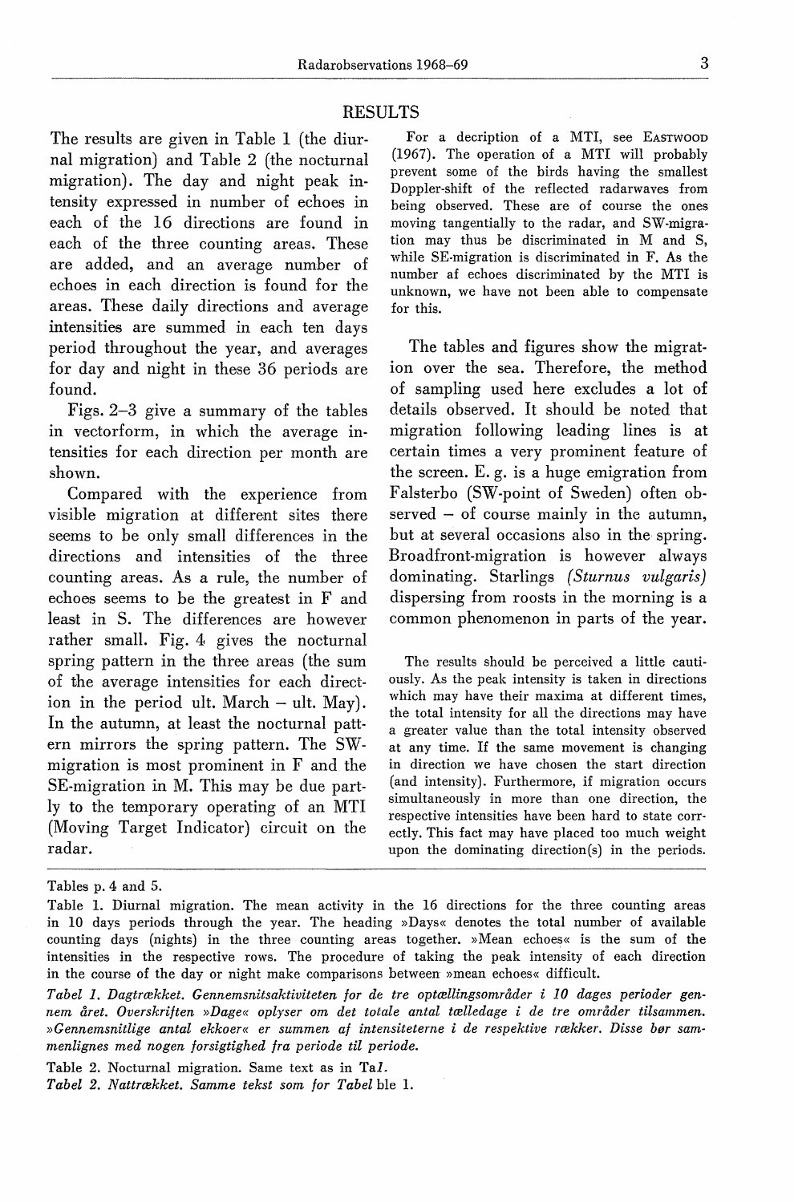## RESULTS

The results are given in Table 1 (the diurnal migration) and Table 2 (the nocturnal migration). The day and night peak intensity expressed in number of echoes in each of the 16 directions are found in each of the three counting areas. These are added, and an average number of echoes in each direction is found for the areas. These daily directions and average intensities are summed in each ten days period throughout the year, and averages for day and night in these 36 periods are found.

Figs. 2–3 give a summary of the tables in vectorform, in which the average intensities for each direction per month are shown.

Compared with the experience from visible migration at different sites there seems to be only small differences in the directions and intensities of the three counting areas. As a rule, the number of echoes seems to be the greatest in F and least in S. The differences are however rather small. Fig. 4 gives the nocturnal spring pattern in the three areas (the sum of the average intensities for each direction in the period ult. March – ult. May). In the autumn, at least the nocturnal pattern mirrors the spring pattern. The SW-migration is most prominent in F and the SE-migration in M. This may be due partly to the temporary operating of an MTI (Moving Target Indicator) circuit on the radar.

For a decription of a MTI, see EASTWOOD (1967). The operation of a MTI will probably prevent some of the birds having the smallest Doppler-shift of the reflected radarwaves from being observed. These are of course the ones moving tangentially to the radar, and SW-migration may thus be discriminated in M and S, while SE-migration is discriminated in F. As the number af echoes discriminated by the MTI is unknown, we have not been able to compensate for this.

The tables and figures show the migration over the sea. Therefore, the method of sampling used here excludes a lot of details observed. It should be noted that migration following leading lines is at certain times a very prominent feature of the screen. E. g. is a huge emigration from Falsterbo (SW-point of Sweden) often observed – of course mainly in the autumn, but at several occasions also in the spring. Broadfront-migration is however always dominating. Starlings *(Sturnus vulgaris)* dispersing from roosts in the morning is a common phenomenon in parts of the year.

The results should be perceived a little cautiously. As the peak intensity is taken in directions which may have their maxima at different times, the total intensity for all the directions may have a greater value than the total intensity observed at any time. If the same movement is changing in direction we have chosen the start direction (and intensity). Furthermore, if migration occurs simultaneously in more than one direction, the respective intensities have been hard to state correctly. This fact may have placed too much weight upon the dominating direction(s) in the periods.

Tables p. 4 and 5.

Table 1. Diurnal migration. The mean activity in the 16 directions for the three counting areas in 10 days periods through the year. The heading »Days« denotes the total number of available counting days (nights) in the three counting areas together. »Mean echoes« is the sum of the intensities in the respective rows. The procedure of taking the peak intensity of each direction in the course of the day or night make comparisons between »mean echoes« difficult.

*Tabel 1. Dagtrækket. Gennemsnitsaktiviteten for de tre optællingsområder i 10 dages perioder gennem året. Overskriften »Dage« oplyser om det totale antal tælledage i de tre områder tilsammen. »Gennemsnitlige antal ekkoer« er summen af intensiteterne i de respektive rækker. Disse bør sammenlignes med nogen forsigtighed fra periode til periode.*

Table 2. Nocturnal migration. Same text as in Ta*l*.

*Tabel 2. Nattrækket. Samme tekst som for Tabel* ble 1.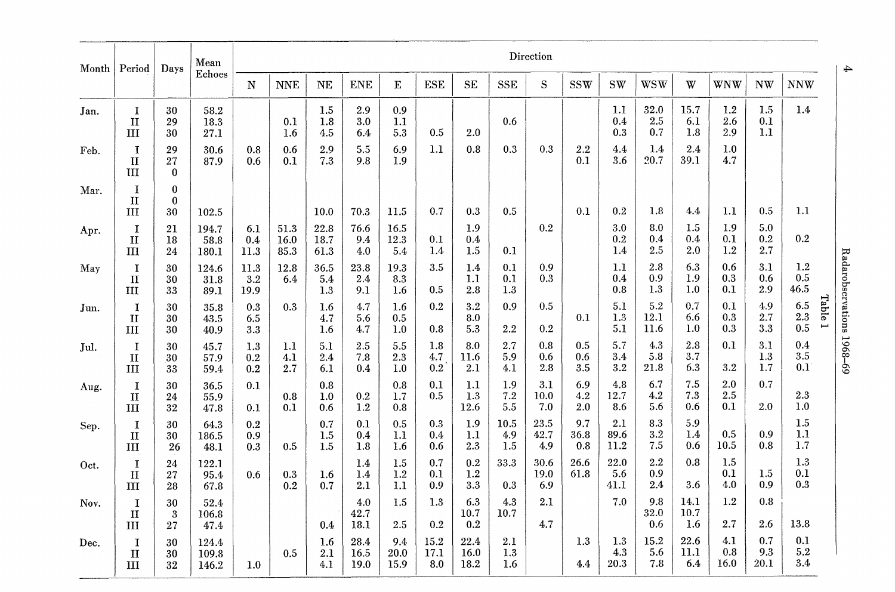Table 1

| Month | Period | Days | Mean Echoes | Direction | | | | | | | | | | | | | | | |
|---|---|---|---|---|---|---|---|---|---|---|---|---|---|---|---|---|---|---|---|
| | | | | N | NNE | NE | ENE | E | ESE | SE | SSE | S | SSW | SW | WSW | W | WNW | NW | NNW |
| Jan. | I | 30 | 58.2 | | | 1.5 | 2.9 | 0.9 | | | | | | 1.1 | 32.0 | 15.7 | 1.2 | 1.5 | 1.4 |
| | II | 29 | 18.3 | | 0.1 | 1.8 | 3.0 | 1.1 | | | 0.6 | | | 0.4 | 2.5 | 6.1 | 2.6 | 0.1 | |
| | III | 30 | 27.1 | | 1.6 | 4.5 | 6.4 | 5.3 | 0.5 | 2.0 | | | | 0.3 | 0.7 | 1.8 | 2.9 | 1.1 | |
| Feb. | I | 29 | 30.6 | 0.8 | 0.6 | 2.9 | 5.5 | 6.9 | 1.1 | 0.8 | 0.3 | 0.3 | 2.2 | 4.4 | 1.4 | 2.4 | 1.0 | | |
| | II | 27 | 87.9 | 0.6 | 0.1 | 7.3 | 9.8 | 1.9 | | | | | 0.1 | 3.6 | 20.7 | 39.1 | 4.7 | | |
| | III | 0 | | | | | | | | | | | | | | | | | |
| Mar. | I | 0 | | | | | | | | | | | | | | | | | |
| | II | 0 | | | | | | | | | | | | | | | | | |
| | III | 30 | 102.5 | | | 10.0 | 70.3 | 11.5 | 0.7 | 0.3 | 0.5 | | 0.1 | 0.2 | 1.8 | 4.4 | 1.1 | 0.5 | 1.1 |
| Apr. | I | 21 | 194.7 | 6.1 | 51.3 | 22.8 | 76.6 | 16.5 | | 1.9 | | 0.2 | | 3.0 | 8.0 | 1.5 | 1.9 | 5.0 | |
| | II | 18 | 58.8 | 0.4 | 16.0 | 18.7 | 9.4 | 12.3 | 0.1 | 0.4 | | | | 0.2 | 0.4 | 0.4 | 0.1 | 0.2 | 0.2 |
| | III | 24 | 180.1 | 11.3 | 85.3 | 61.3 | 4.0 | 5.4 | 1.4 | 1.5 | 0.1 | | | 1.4 | 2.5 | 2.0 | 1.2 | 2.7 | |
| May | I | 30 | 124.6 | 11.3 | 12.8 | 36.5 | 23.8 | 19.3 | 3.5 | 1.4 | 0.1 | 0.9 | | 1.1 | 2.8 | 6.3 | 0.6 | 3.1 | 1.2 |
| | II | 30 | 31.8 | 3.2 | 6.4 | 5.4 | 2.4 | 8.3 | | 1.1 | 0.1 | 0.3 | | 0.4 | 0.9 | 1.9 | 0.3 | 0.6 | 0.5 |
| | III | 33 | 89.1 | 19.9 | | 1.3 | 9.1 | 1.6 | 0.5 | 2.8 | 1.3 | | | 0.8 | 1.3 | 1.0 | 0.1 | 2.9 | 46.5 |
| Jun. | I | 30 | 35.8 | 0.3 | 0.3 | 1.6 | 4.7 | 1.6 | 0.2 | 3.2 | 0.9 | 0.5 | | 5.1 | 5.2 | 0.7 | 0.1 | 4.9 | 6.5 |
| | II | 30 | 43.5 | 6.5 | | 4.7 | 5.6 | 0.5 | | 8.0 | | | 0.1 | 1.3 | 12.1 | 6.6 | 0.3 | 2.7 | 2.3 |
| | III | 30 | 40.9 | 3.3 | | 1.6 | 4.7 | 1.0 | 0.8 | 5.3 | 2.2 | 0.2 | | 5.1 | 11.6 | 1.0 | 0.3 | 3.3 | 0.5 |
| Jul. | I | 30 | 45.7 | 1.3 | 1.1 | 5.1 | 2.5 | 5.5 | 1.8 | 8.0 | 2.7 | 0.8 | 0.5 | 5.7 | 4.3 | 2.8 | 0.1 | 3.1 | 0.4 |
| | II | 30 | 57.9 | 0.2 | 4.1 | 2.4 | 7.8 | 2.3 | 4.7 | 11.6 | 5.9 | 0.6 | 0.6 | 3.4 | 5.8 | 3.7 | | 1.3 | 3.5 |
| | III | 33 | 59.4 | 0.2 | 2.7 | 6.1 | 0.4 | 1.0 | 0.2 | 2.1 | 4.1 | 2.8 | 3.5 | 3.2 | 21.8 | 6.3 | 3.2 | 1.7 | 0.1 |
| Aug. | I | 30 | 36.5 | 0.1 | | 0.8 | | 0.8 | 0.1 | 1.1 | 1.9 | 3.1 | 6.9 | 4.8 | 6.7 | 7.5 | 2.0 | 0.7 | |
| | II | 24 | 55.9 | | 0.8 | 1.0 | 0.2 | 1.7 | 0.5 | 1.3 | 7.2 | 10.0 | 4.2 | 12.7 | 4.2 | 7.3 | 2.5 | | 2.3 |
| | III | 32 | 47.8 | 0.1 | 0.1 | 0.6 | 1.2 | 0.8 | | 12.6 | 5.5 | 7.0 | 2.0 | 8.6 | 5.6 | 0.6 | 0.1 | 2.0 | 1.0 |
| Sep. | I | 30 | 64.3 | 0.2 | | 0.7 | 0.1 | 0.5 | 0.3 | 1.9 | 10.5 | 23.5 | 9.7 | 2.1 | 8.3 | 5.9 | | | 1.5 |
| | II | 30 | 186.5 | 0.9 | | 1.5 | 0.4 | 1.1 | 0.4 | 1.1 | 4.9 | 42.7 | 36.8 | 89.6 | 3.2 | 1.4 | 0.5 | 0.9 | 1.1 |
| | III | 26 | 48.1 | 0.3 | 0.5 | 1.5 | 1.8 | 1.6 | 0.6 | 2.3 | 1.5 | 4.9 | 0.8 | 11.2 | 7.5 | 0.6 | 10.5 | 0.8 | 1.7 |
| Oct. | I | 24 | 122.1 | | | | 1.4 | 1.5 | 0.7 | 0.2 | 33.3 | 30.6 | 26.6 | 22.0 | 2.2 | 0.8 | 1.5 | | 1.3 |
| | II | 27 | 95.4 | 0.6 | 0.3 | 1.6 | 1.4 | 1.2 | 0.1 | 1.2 | | 19.0 | 61.8 | 5.6 | 0.9 | | 0.1 | 1.5 | 0.1 |
| | III | 28 | 67.8 | | 0.2 | 0.7 | 2.1 | 1.1 | 0.9 | 3.3 | 0.3 | 6.9 | | 41.1 | 2.4 | 3.6 | 4.0 | 0.9 | 0.3 |
| Nov. | I | 30 | 52.4 | | | | 4.0 | 1.5 | 1.3 | 6.3 | 4.3 | 2.1 | | 7.0 | 9.8 | 14.1 | 1.2 | 0.8 | |
| | II | 3 | 106.8 | | | | 42.7 | | | 10.7 | 10.7 | | | | 32.0 | 10.7 | | | |
| | III | 27 | 47.4 | | | 0.4 | 18.1 | 2.5 | 0.2 | 0.2 | | 4.7 | | | 0.6 | 1.6 | 2.7 | 2.6 | 13.8 |
| Dec. | I | 30 | 124.4 | | | 1.6 | 28.4 | 9.4 | 15.2 | 22.4 | 2.1 | | 1.3 | 1.3 | 15.2 | 22.6 | 4.1 | 0.7 | 0.1 |
| | II | 30 | 109.8 | | 0.5 | 2.1 | 16.5 | 20.0 | 17.1 | 16.0 | 1.3 | | | 4.3 | 5.6 | 11.1 | 0.8 | 9.3 | 5.2 |
| | III | 32 | 146.2 | 1.0 | | 4.1 | 19.0 | 15.9 | 8.0 | 18.2 | 1.6 | | 4.4 | 20.3 | 7.8 | 6.4 | 16.0 | 20.1 | 3.4 |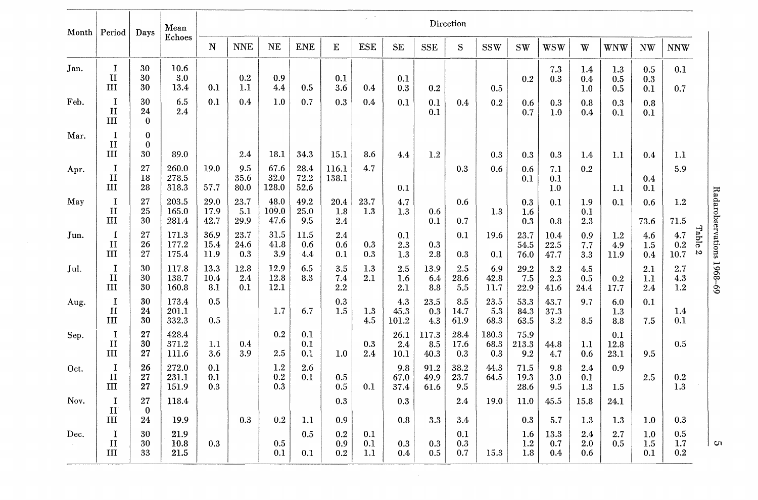Table 2

| Month | Period | Days | Mean Echoes | Direction | | | | | | | | | | | | | | | |
|---|---|---|---|---|---|---|---|---|---|---|---|---|---|---|---|---|---|---|---|
| | | | | N | NNE | NE | ENE | E | ESE | SE | SSE | S | SSW | SW | WSW | W | WNW | NW | NNW |
| Jan. | I | 30 | 10.6 | | | | | | | | | | | | 7.3 | 1.4 | 1.3 | 0.5 | 0.1 |
| | II | 30 | 3.0 | | 0.2 | 0.9 | | 0.1 | | 0.1 | | | | 0.2 | 0.3 | 0.4 | 0.5 | 0.3 | |
| | III | 30 | 13.4 | 0.1 | 1.1 | 4.4 | 0.5 | 3.6 | 0.4 | 0.3 | 0.2 | | 0.5 | | | 1.0 | 0.5 | 0.1 | 0.7 |
| Feb. | I | 30 | 6.5 | 0.1 | 0.4 | 1.0 | 0.7 | 0.3 | 0.4 | 0.1 | 0.1 | 0.4 | 0.2 | 0.6 | 0.3 | 0.8 | 0.3 | 0.8 | |
| | II | 24 | 2.4 | | | | | | | | 0.1 | | | 0.7 | 1.0 | 0.4 | 0.1 | 0.1 | |
| | III | 0 | | | | | | | | | | | | | | | | | |
| Mar. | I | 0 | | | | | | | | | | | | | | | | | |
| | II | 0 | | | | | | | | | | | | | | | | | |
| | III | 30 | 89.0 | | 2.4 | 18.1 | 34.3 | 15.1 | 8.6 | 4.4 | 1.2 | | 0.3 | 0.3 | 0.3 | 1.4 | 1.1 | 0.4 | 1.1 |
| Apr. | I | 27 | 260.0 | 19.0 | 9.5 | 67.6 | 28.4 | 116.1 | 4.7 | | | 0.3 | 0.6 | 0.6 | 7.1 | 0.2 | | | 5.9 |
| | II | 18 | 278.5 | | 35.6 | 32.0 | 72.2 | 138.1 | | | | | | 0.1 | 0.1 | | | 0.4 | |
| | III | 28 | 318.3 | 57.7 | 80.0 | 128.0 | 52.6 | | | 0.1 | | | | | 1.0 | | 1.1 | 0.1 | |
| May | I | 27 | 203.5 | 29.0 | 23.7 | 48.0 | 49.2 | 20.4 | 23.7 | 4.7 | | 0.6 | | 0.3 | 0.1 | 1.9 | 0.1 | 0.6 | 1.2 |
| | II | 25 | 165.0 | 17.9 | 5.1 | 109.0 | 25.0 | 1.8 | 1.3 | 1.3 | 0.6 | | 1.3 | 1.6 | | 0.1 | | | |
| | III | 30 | 281.4 | 42.7 | 29.9 | 47.6 | 9.5 | 2.4 | | | 0.1 | 0.7 | | 0.3 | 0.8 | 2.3 | | 73.6 | 71.5 |
| Jun. | I | 27 | 171.3 | 36.9 | 23.7 | 31.5 | 11.5 | 2.4 | | 0.1 | | 0.1 | 19.6 | 23.7 | 10.4 | 0.9 | 1.2 | 4.6 | 4.7 |
| | II | 26 | 177.2 | 15.4 | 24.6 | 41.8 | 0.6 | 0.6 | 0.3 | 2.3 | 0.3 | | | 54.5 | 22.5 | 7.7 | 4.9 | 1.5 | 0.2 |
| | III | 27 | 175.4 | 11.9 | 0.3 | 3.9 | 4.4 | 0.1 | 0.3 | 1.3 | 2.8 | 0.3 | 0.1 | 76.0 | 47.7 | 3.3 | 11.9 | 0.4 | 10.7 |
| Jul. | I | 30 | 117.8 | 13.3 | 12.8 | 12.9 | 6.5 | 3.5 | 1.3 | 2.5 | 13.9 | 2.5 | 6.9 | 29.2 | 3.2 | 4.5 | | 2.1 | 2.7 |
| | II | 30 | 138.7 | 10.4 | 2.4 | 12.8 | 8.3 | 7.4 | 2.1 | 1.6 | 6.4 | 28.6 | 42.8 | 7.5 | 2.3 | 0.5 | 0.2 | 1.1 | 4.3 |
| | III | 30 | 160.8 | 8.1 | 0.1 | 12.1 | | 2.2 | | 2.1 | 8.8 | 5.5 | 11.7 | 22.9 | 41.6 | 24.4 | 17.7 | 2.4 | 1.2 |
| Aug. | I | 30 | 173.4 | 0.5 | | | | 0.3 | | 4.3 | 23.5 | 8.5 | 23.5 | 53.3 | 43.7 | 9.7 | 6.0 | 0.1 | |
| | II | 24 | 201.1 | | | 1.7 | 6.7 | 1.5 | 1.3 | 45.3 | 0.3 | 14.7 | 5.3 | 84.3 | 37.3 | | 1.3 | | 1.4 |
| | III | 30 | 332.3 | 0.5 | | | | | 4.5 | 101.2 | 4.3 | 61.9 | 68.3 | 63.5 | 3.2 | 8.5 | 8.8 | 7.5 | 0.1 |
| Sep. | I | 27 | 428.4 | | | 0.2 | 0.1 | | | 26.1 | 117.3 | 28.4 | 180.3 | 75.9 | | | 0.1 | | |
| | II | 30 | 371.2 | 1.1 | 0.4 | | 0.1 | | 0.3 | 2.4 | 8.5 | 17.6 | 68.3 | 213.3 | 44.8 | 1.1 | 12.8 | | 0.5 |
| | III | 27 | 111.6 | 3.6 | 3.9 | 2.5 | 0.1 | 1.0 | 2.4 | 10.1 | 40.3 | 0.3 | 0.3 | 9.2 | 4.7 | 0.6 | 23.1 | 9.5 | |
| Oct. | I | 26 | 272.0 | 0.1 | | 1.2 | 2.6 | | | 9.8 | 91.2 | 38.2 | 44.3 | 71.5 | 9.8 | 2.4 | 0.9 | | |
| | II | 27 | 231.1 | 0.1 | | 0.2 | 0.1 | 0.5 | | 67.0 | 49.9 | 23.7 | 64.5 | 19.3 | 3.0 | 0.1 | | 2.5 | 0.2 |
| | III | 27 | 151.9 | 0.3 | | 0.3 | | 0.5 | 0.1 | 37.4 | 61.6 | 9.5 | | 28.6 | 9.5 | 1.3 | 1.5 | | 1.3 |
| Nov. | I | 27 | 118.4 | | | | | 0.3 | | 0.3 | | 2.4 | 19.0 | 11.0 | 45.5 | 15.8 | 24.1 | | |
| | II | 0 | | | | | | | | | | | | | | | | | |
| | III | 24 | 19.9 | | 0.3 | 0.2 | 1.1 | 0.9 | | 0.8 | 3.3 | 3.4 | | 0.3 | 5.7 | 1.3 | 1.3 | 1.0 | 0.3 |
| Dec. | I | 30 | 21.9 | | | | 0.5 | 0.2 | 0.1 | | | 0.1 | | 1.6 | 13.3 | 2.4 | 2.7 | 1.0 | 0.5 |
| | II | 30 | 10.8 | 0.3 | | 0.5 | | 0.9 | 0.1 | 0.3 | 0.3 | 0.3 | | 1.2 | 0.7 | 2.0 | 0.5 | 1.5 | 1.7 |
| | III | 33 | 21.5 | | | 0.1 | 0.1 | 0.2 | 1.1 | 0.4 | 0.5 | 0.7 | 15.3 | 1.8 | 0.4 | 0.6 | | 0.1 | 0.2 |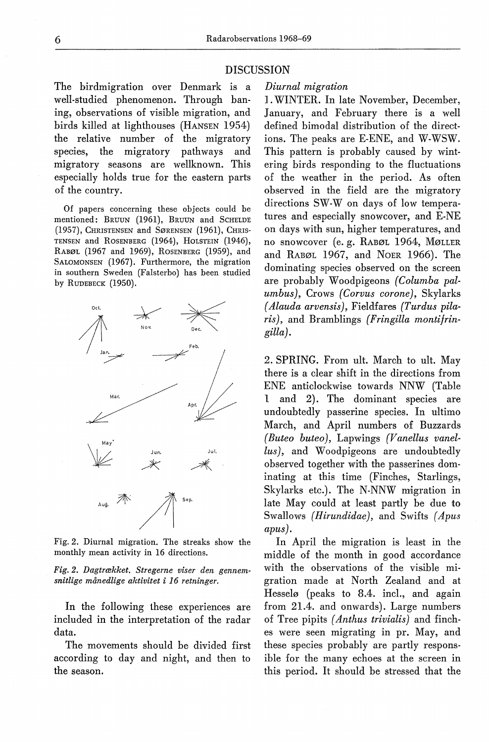## DISCUSSION

The birdmigration over Denmark is a well-studied phenomenon. Through banning, observations of visible migration, and birds killed at lighthouses (HANSEN 1954) the relative number of the migratory species, the migratory pathways and migratory seasons are wellknown. This especially holds true for the eastern parts of the country.

Of papers concerning these objects could be mentioned: BRUUN (1961), BRUUN and SCHELDE (1957), CHRISTENSEN and SØRENSEN (1961), CHRISTENSEN and ROSENBERG (1964), HOLSTEIN (1946), RABØL (1967 and 1969), ROSENBERG (1959), and SALOMONSEN (1967). Furthermore, the migration in southern Sweden (Falsterbo) has been studied by RUDEBECK (1950).

Fig. 2. Diurnal migration. The streaks show the monthly mean activity in 16 directions.

*Fig. 2. Dagtrækket. Stregerne viser den gennemsnitlige månedlige aktivitet i 16 retninger.*

In the following these experiences are included in the interpretation of the radar data.

The movements should be divided first according to day and night, and then to the season.

*Diurnal migration*

1. WINTER. In late November, December, January, and February there is a well defined bimodal distribution of the directions. The peaks are E-ENE, and W-WSW. This pattern is probably caused by wintering birds responding to the fluctuations of the weather in the period. As often observed in the field are the migratory directions SW-W on days of low temperatures and especially snowcover, and E-NE on days with sun, higher temperatures, and no snowcover (e. g. RABØL 1964, MØLLER and RABØL 1967, and NOER 1966). The dominating species observed on the screen are probably Woodpigeons *(Columba palumbus)*, Crows *(Corvus corone)*, Skylarks *(Alauda arvensis)*, Fieldfares *(Turdus pilaris)*, and Bramblings *(Fringilla montifringilla)*.

2. SPRING. From ult. March to ult. May there is a clear shift in the directions from ENE anticlockwise towards NNW (Table 1 and 2). The dominant species are undoubtedly passerine species. In ultimo March, and April numbers of Buzzards *(Buteo buteo)*, Lapwings *(Vanellus vanellus)*, and Woodpigeons are undoubtedly observed together with the passerines dominating at this time (Finches, Starlings, Skylarks etc.). The N-NNW migration in late May could at least partly be due to Swallows *(Hirundidae)*, and Swifts *(Apus apus)*.

In April the migration is least in the middle of the month in good accordance with the observations of the visible migration made at North Zealand and at Hesselø (peaks to 8.4. incl., and again from 21.4. and onwards). Large numbers of Tree pipits *(Anthus trivialis)* and finches were seen migrating in pr. May, and these species probably are partly responsible for the many echoes at the screen in this period. It should be stressed that the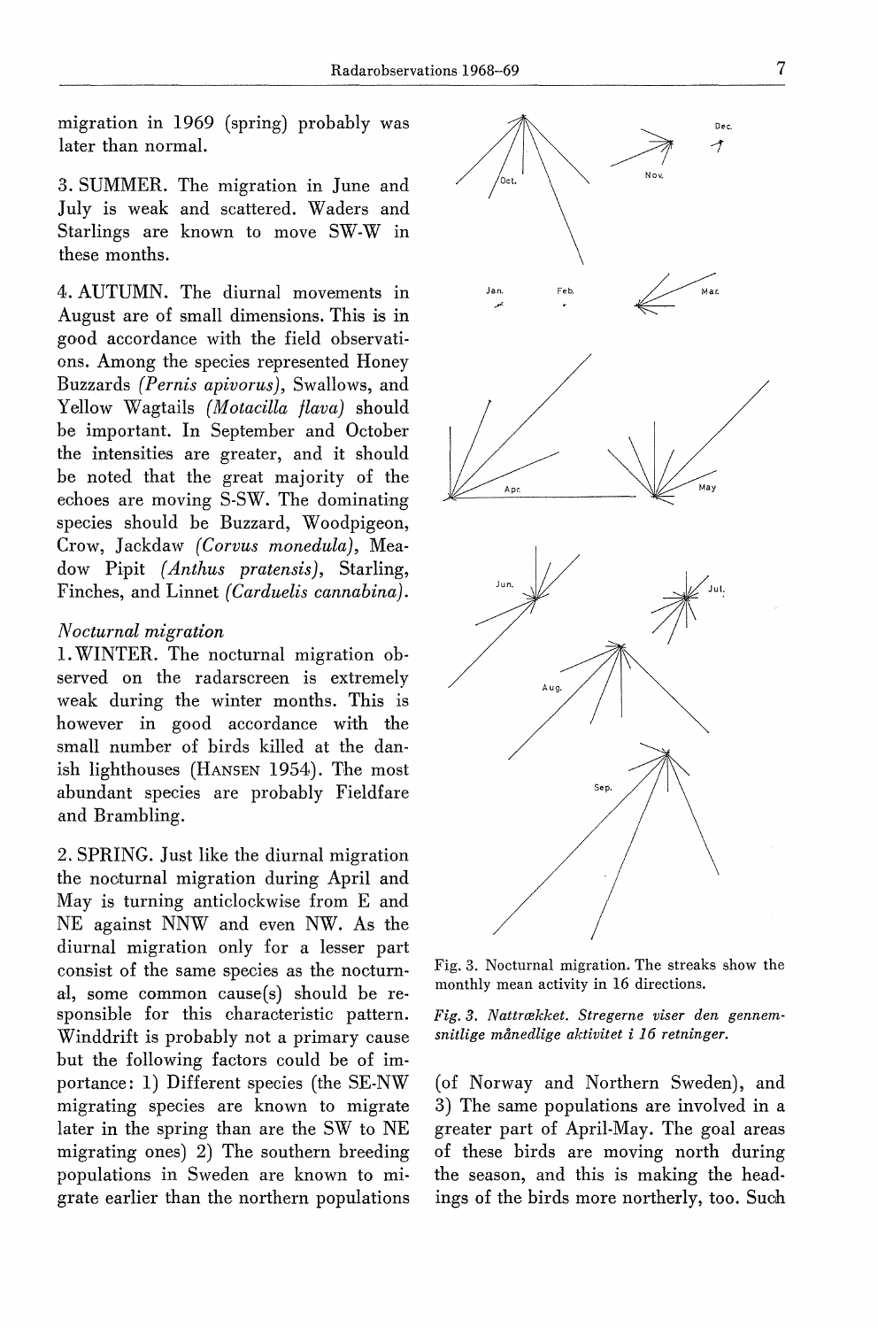migration in 1969 (spring) probably was later than normal.

3. SUMMER. The migration in June and July is weak and scattered. Waders and Starlings are known to move SW-W in these months.

4. AUTUMN. The diurnal movements in August are of small dimensions. This is in good accordance with the field observations. Among the species represented Honey Buzzards *(Pernis apivorus)*, Swallows, and Yellow Wagtails *(Motacilla flava)* should be important. In September and October the intensities are greater, and it should be noted that the great majority of the echoes are moving S-SW. The dominating species should be Buzzard, Woodpigeon, Crow, Jackdaw *(Corvus monedula)*, Meadow Pipit *(Anthus pratensis)*, Starling, Finches, and Linnet *(Carduelis cannabina)*.

*Nocturnal migration*

1. WINTER. The nocturnal migration observed on the radarscreen is extremely weak during the winter months. This is however in good accordance with the small number of birds killed at the danish lighthouses (HANSEN 1954). The most abundant species are probably Fieldfare and Brambling.

2. SPRING. Just like the diurnal migration the nocturnal migration during April and May is turning anticlockwise from E and NE against NNW and even NW. As the diurnal migration only for a lesser part consist of the same species as the nocturnal, some common cause(s) should be responsible for this characteristic pattern. Winddrift is probably not a primary cause but the following factors could be of importance: 1) Different species (the SE-NW migrating species are known to migrate later in the spring than are the SW to NE migrating ones) 2) The southern breeding populations in Sweden are known to migrate earlier than the northern populations (of Norway and Northern Sweden), and 3) The same populations are involved in a greater part of April-May. The goal areas of these birds are moving north during the season, and this is making the headings of the birds more northerly, too. Such

Fig. 3. Nocturnal migration. The streaks show the monthly mean activity in 16 directions.

*Fig. 3. Nattrækket. Stregerne viser den gennemsnitlige månedlige aktivitet i 16 retninger.*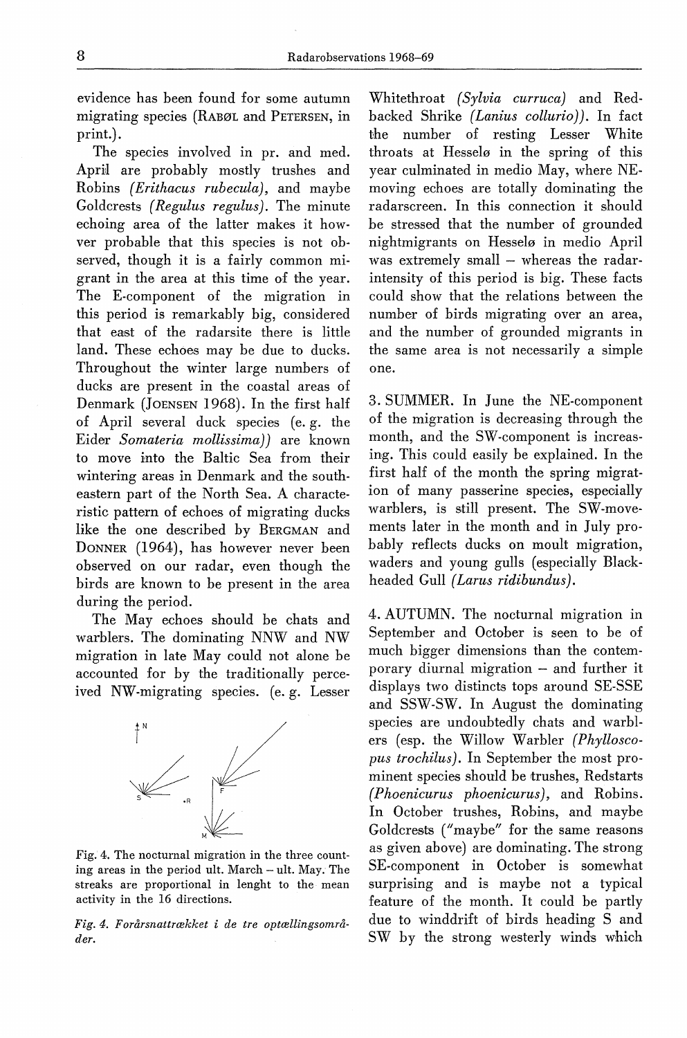evidence has been found for some autumn migrating species (RABØL and PETERSEN, in print.).

The species involved in pr. and med. April are probably mostly trushes and Robins *(Erithacus rubecula)*, and maybe Goldcrests *(Regulus regulus)*. The minute echoing area of the latter makes it howver probable that this species is not observed, though it is a fairly common migrant in the area at this time of the year. The E-component of the migration in this period is remarkably big, considered that east of the radarsite there is little land. These echoes may be due to ducks. Throughout the winter large numbers of ducks are present in the coastal areas of Denmark (JOENSEN 1968). In the first half of April several duck species (e. g. the Eider *Somateria mollissima))* are known to move into the Baltic Sea from their wintering areas in Denmark and the southeastern part of the North Sea. A characteristic pattern of echoes of migrating ducks like the one described by BERGMAN and DONNER (1964), has however never been observed on our radar, even though the birds are known to be present in the area during the period.

The May echoes should be chats and warblers. The dominating NNW and NW migration in late May could not alone be accounted for by the traditionally perceived NW-migrating species. (e. g. Lesser Whitethroat *(Sylvia curruca)* and Redbacked Shrike *(Lanius collurio))*. In fact the number of resting Lesser White throats at Hesselø in the spring of this year culminated in medio May, where NE-moving echoes are totally dominating the radarscreen. In this connection it should be stressed that the number of grounded nightmigrants on Hesselø in medio April was extremely small – whereas the radarintensity of this period is big. These facts could show that the relations between the number of birds migrating over an area, and the number of grounded migrants in the same area is not necessarily a simple one.

Fig. 4. The nocturnal migration in the three counting areas in the period ult. March – ult. May. The streaks are proportional in lenght to the mean activity in the 16 directions.

*Fig. 4. Forårsnattrækket i de tre optællingsområder.*

3. SUMMER. In June the NE-component of the migration is decreasing through the month, and the SW-component is increasing. This could easily be explained. In the first half of the month the spring migration of many passerine species, especially warblers, is still present. The SW-movements later in the month and in July probably reflects ducks on moult migration, waders and young gulls (especially Blackheaded Gull *(Larus ridibundus)*.

4. AUTUMN. The nocturnal migration in September and October is seen to be of much bigger dimensions than the contemporary diurnal migration – and further it displays two distincts tops around SE-SSE and SSW-SW. In August the dominating species are undoubtedly chats and warblers (esp. the Willow Warbler *(Phylloscopus trochilus)*. In September the most prominent species should be trushes, Redstarts *(Phoenicurus phoenicurus)*, and Robins. In October trushes, Robins, and maybe Goldcrests ("maybe" for the same reasons as given above) are dominating. The strong SE-component in October is somewhat surprising and is maybe not a typical feature of the month. It could be partly due to winddrift of birds heading S and SW by the strong westerly winds which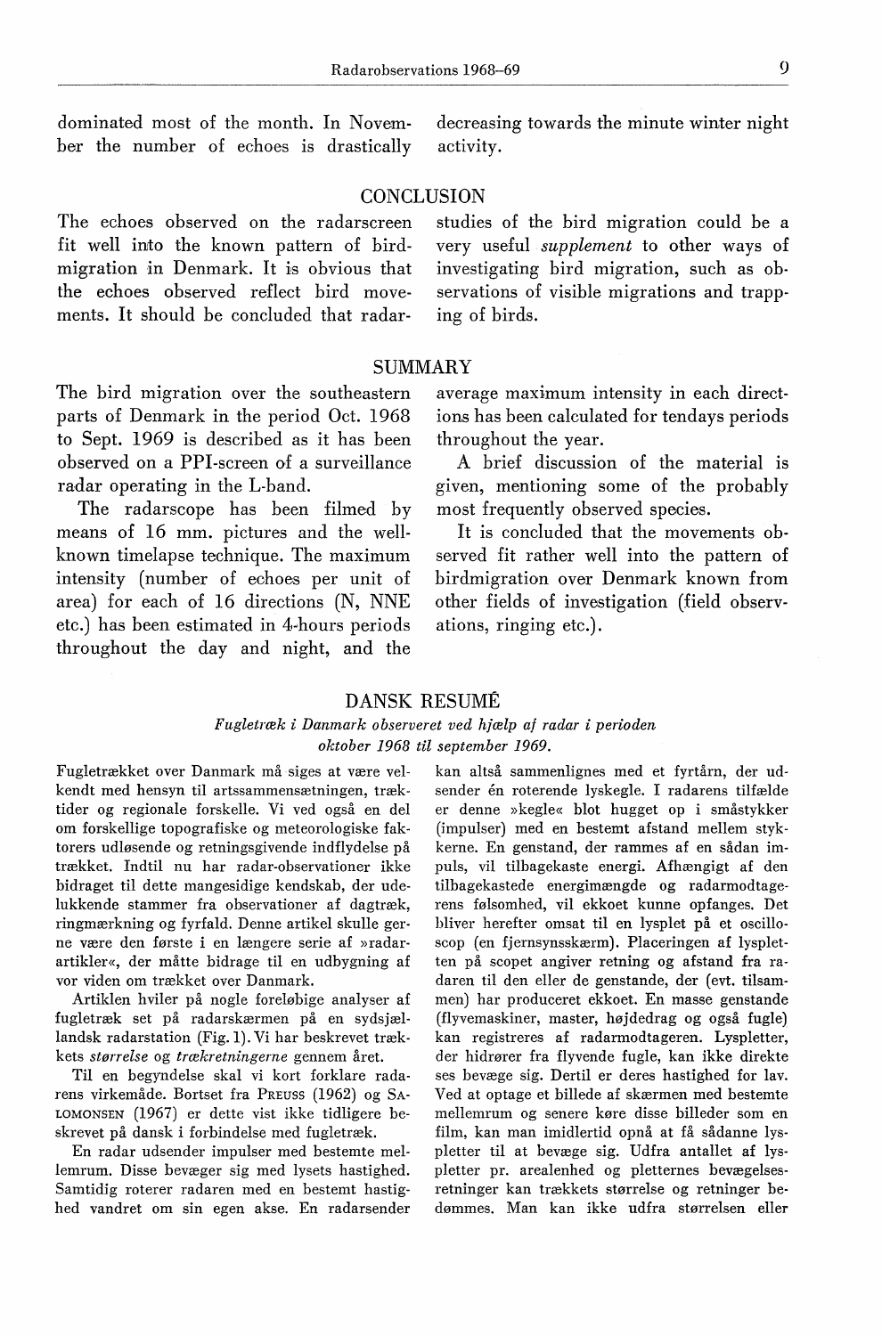dominated most of the month. In November the number of echoes is drastically decreasing towards the minute winter night activity.

## CONCLUSION

The echoes observed on the radarscreen fit well into the known pattern of bird-migration in Denmark. It is obvious that the echoes observed reflect bird movements. It should be concluded that radar-studies of the bird migration could be a very useful *supplement* to other ways of investigating bird migration, such as observations of visible migrations and trapping of birds.

## SUMMARY

The bird migration over the southeastern parts of Denmark in the period Oct. 1968 to Sept. 1969 is described as it has been observed on a PPI-screen of a surveillance radar operating in the L-band.

The radarscope has been filmed by means of 16 mm. pictures and the well-known timelapse technique. The maximum intensity (number of echoes per unit of area) for each of 16 directions (N, NNE etc.) has been estimated in 4-hours periods throughout the day and night, and the average maximum intensity in each directions has been calculated for tendays periods throughout the year.

A brief discussion of the material is given, mentioning some of the probably most frequently observed species.

It is concluded that the movements observed fit rather well into the pattern of birdmigration over Denmark known from other fields of investigation (field observations, ringing etc.).

## DANSK RESUMÉ

*Fugletræk i Danmark observeret ved hjælp af radar i perioden oktober 1968 til september 1969.*

Fugletrækket over Danmark må siges at være velkendt med hensyn til artssammensætningen, træktider og regionale forskelle. Vi ved også en del om forskellige topografiske og meteorologiske faktorers udløsende og retningsgivende indflydelse på trækket. Indtil nu har radar-observationer ikke bidraget til dette mangesidige kendskab, der udelukkende stammer fra observationer af dagtræk, ringmærkning og fyrfald. Denne artikel skulle gerne være den første i en længere serie af »radar-artikler«, der måtte bidrage til en udbygning af vor viden om trækket over Danmark.

Artiklen hviler på nogle foreløbige analyser af fugletræk set på radarskærmen på en sydsjællandsk radarstation (Fig. 1). Vi har beskrevet trækkets *størrelse* og *trækretningerne* gennem året.

Til en begyndelse skal vi kort forklare radarens virkemåde. Bortset fra PREUSS (1962) og SALOMONSEN (1967) er dette vist ikke tidligere beskrevet på dansk i forbindelse med fugletræk.

En radar udsender impulser med bestemte mellemrum. Disse bevæger sig med lysets hastighed. Samtidig roterer radaren med en bestemt hastighed vandret om sin egen akse. En radarsender kan altså sammenlignes med et fyrtårn, der udsender én roterende lyskegle. I radarens tilfælde er denne »kegle« blot hugget op i småstykker (impulser) med en bestemt afstand mellem stykkerne. En genstand, der rammes af en sådan impuls, vil tilbagekaste energi. Afhængigt af den tilbagekastede energimængde og radarmodtagerens følsomhed, vil ekkoet kunne opfanges. Det bliver herefter omsat til en lysplet på et oscilloscop (en fjernsynsskærm). Placeringen af lyspletten på scopet angiver retning og afstand fra radaren til den eller de genstande, der (evt. tilsammen) har produceret ekkoet. En masse genstande (flyvemaskiner, master, højdedrag og også fugle) kan registreres af radarmodtageren. Lyspletter, der hidrører fra flyvende fugle, kan ikke direkte ses bevæge sig. Dertil er deres hastighed for lav. Ved at optage et billede af skærmen med bestemte mellemrum og senere køre disse billeder som en film, kan man imidlertid opnå at få sådanne lyspletter til at bevæge sig. Udfra antallet af lyspletter pr. arealenhed og pletternes bevægelsesretninger kan trækkets størrelse og retninger bedømmes. Man kan ikke udfra størrelsen eller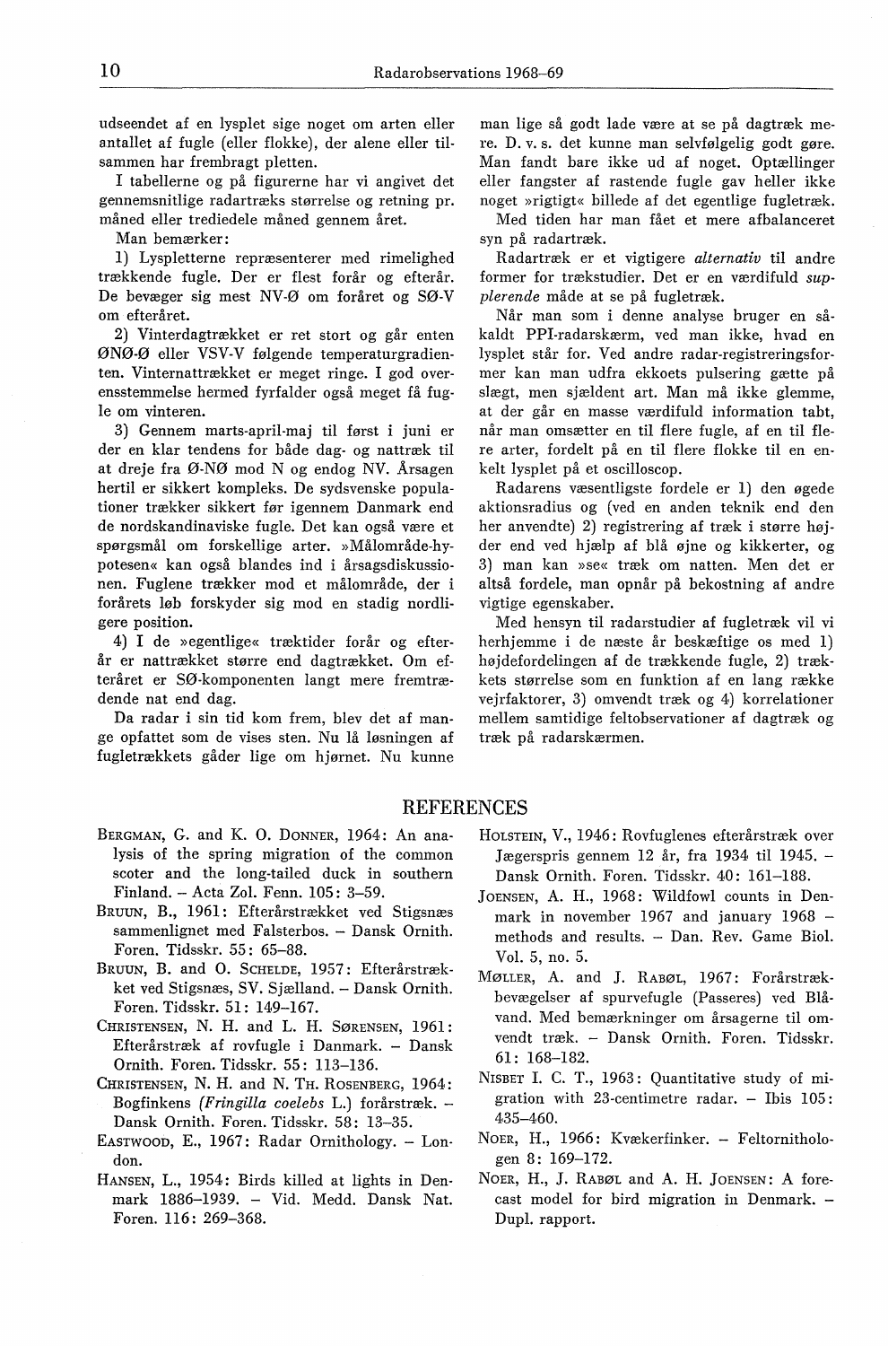udseendet af en lysplet sige noget om arten eller antallet af fugle (eller flokke), der alene eller tilsammen har frembragt pletten.

I tabellerne og på figurerne har vi angivet det gennemsnitlige radartræks størrelse og retning pr. måned eller trediedele måned gennem året.

Man bemærker:

1) Lyspletterne repræsenterer med rimelighed trækkende fugle. Der er flest forår og efterår. De bevæger sig mest NV-Ø om foråret og SØ-V om efteråret.

2) Vinterdagtrækket er ret stort og går enten ØNØ-Ø eller VSV-V følgende temperaturgradienten. Vinternattrækket er meget ringe. I god overensstemmelse hermed fyrfalder også meget få fugle om vinteren.

3) Gennem marts-april-maj til først i juni er der en klar tendens for både dag- og nattræk til at dreje fra Ø-NØ mod N og endog NV. Årsagen hertil er sikkert kompleks. De sydsvenske populationer trækker sikkert før igennem Danmark end de nordskandinaviske fugle. Det kan også være et spørgsmål om forskellige arter. »Målområde-hypotesen« kan også blandes ind i årsagsdiskussionen. Fuglene trækker mod et målområde, der i forårets løb forskyder sig mod en stadig nordligere position.

4) I de »egentlige« træktider forår og efterår er nattrækket større end dagtrækket. Om efteråret er SØ-komponenten langt mere fremtrædende nat end dag.

Da radar i sin tid kom frem, blev det af mange opfattet som de vises sten. Nu lå løsningen af fugletrækkets gåder lige om hjørnet. Nu kunne man lige så godt lade være at se på dagtræk mere. D. v. s. det kunne man selvfølgelig godt gøre. Man fandt bare ikke ud af noget. Optællinger eller fangster af rastende fugle gav heller ikke noget »rigtigt« billede af det egentlige fugletræk.

Med tiden har man fået et mere afbalanceret syn på radartræk.

Radartræk er et vigtigere *alternativ* til andre former for trækstudier. Det er en værdifuld *supplerende* måde at se på fugletræk.

Når man som i denne analyse bruger en såkaldt PPI-radarskærm, ved man ikke, hvad en lysplet står for. Ved andre radar-registreringsformer kan man udfra ekkoets pulsering gætte på slægt, men sjældent art. Man må ikke glemme, at der går en masse værdifuld information tabt, når man omsætter en til flere fugle, af en til flere arter, fordelt på en til flere flokke til en enkelt lysplet på et oscilloscop.

Radarens væsentligste fordele er 1) den øgede aktionsradius og (ved en anden teknik end den her anvendte) 2) registrering af træk i større højder end ved hjælp af blå øjne og kikkerter, og 3) man kan »se« træk om natten. Men det er altså fordele, man opnår på bekostning af andre vigtige egenskaber.

Med hensyn til radarstudier af fugletræk vil vi herhjemme i de næste år beskæftige os med 1) højdefordelingen af de trækkende fugle, 2) trækkets størrelse som en funktion af en lang række vejrfaktorer, 3) omvendt træk og 4) korrelationer mellem samtidige feltobservationer af dagtræk og træk på radarskærmen.

## REFERENCES

Bergman, G. and K. O. Donner, 1964: An analysis of the spring migration of the common scoter and the long-tailed duck in southern Finland. – Acta Zol. Fenn. 105: 3–59.

Bruun, B., 1961: Efterårstrækket ved Stigsnæs sammenlignet med Falsterbos. – Dansk Ornith. Foren. Tidsskr. 55: 65–88.

Bruun, B. and O. Schelde, 1957: Efterårstrækket ved Stigsnæs, SV. Sjælland. – Dansk Ornith. Foren. Tidsskr. 51: 149–167.

Christensen, N. H. and L. H. Sørensen, 1961: Efterårstræk af rovfugle i Danmark. – Dansk Ornith. Foren. Tidsskr. 55: 113–136.

Christensen, N. H. and N. Th. Rosenberg, 1964: Bogfinkens *(Fringilla coelebs* L.) forårstræk. – Dansk Ornith. Foren. Tidsskr. 58: 13–35.

Eastwood, E., 1967: Radar Ornithology. – London.

Hansen, L., 1954: Birds killed at lights in Denmark 1886–1939. – Vid. Medd. Dansk Nat. Foren. 116: 269–368.

Holstein, V., 1946: Rovfuglenes efterårstræk over Jægerspris gennem 12 år, fra 1934 til 1945. – Dansk Ornith. Foren. Tidsskr. 40: 161–188.

Joensen, A. H., 1968: Wildfowl counts in Denmark in november 1967 and january 1968 – methods and results. – Dan. Rev. Game Biol. Vol. 5, no. 5.

Møller, A. and J. Rabøl, 1967: Forårstrækbevægelser af spurvefugle (Passeres) ved Blåvand. Med bemærkninger om årsagerne til omvendt træk. – Dansk Ornith. Foren. Tidsskr. 61: 168–182.

Nisbet I. C. T., 1963: Quantitative study of migration with 23-centimetre radar. – Ibis 105: 435–460.

Noer, H., 1966: Kvækerfinker. – Feltornithologen 8: 169–172.

Noer, H., J. Rabøl and A. H. Joensen: A forecast model for bird migration in Denmark. – Dupl. rapport.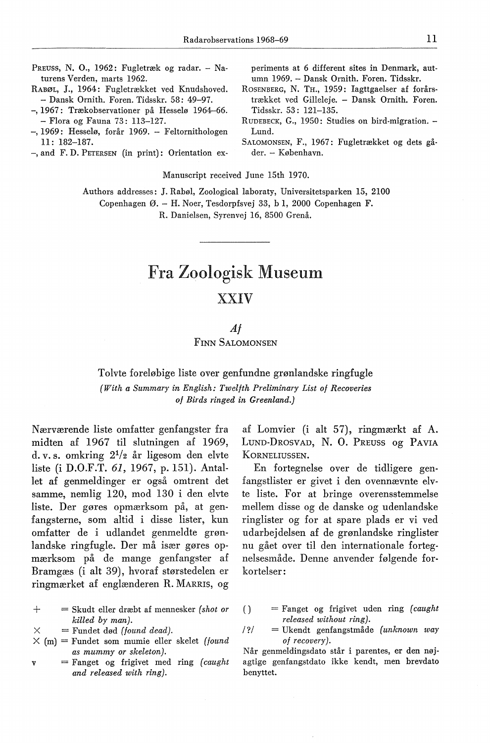PREUSS, N. O., 1962: Fugletræk og radar. – Naturens Verden, marts 1962.

RABØL, J., 1964: Fugletrækket ved Knudshoved. – Dansk Ornith. Foren. Tidsskr. 58: 49–97.

–, 1967: Trækobservationer på Hesselø 1964–66. – Flora og Fauna 73: 113–127.

–, 1969: Hesselø, forår 1969. – Feltornithologen 11: 182–187.

–, and F. D. PETERSEN (in print): Orientation experiments at 6 different sites in Denmark, autumn 1969. – Dansk Ornith. Foren. Tidsskr.

ROSENBERG, N. TH., 1959: Iagttgaelser af forårstrækket ved Gilleleje. – Dansk Ornith. Foren. Tidsskr. 53: 121–135.

RUDEBECK, G., 1950: Studies on bird-migration. – Lund.

SALOMONSEN, F., 1967: Fugletrækket og dets gåder. – København.

Manuscript received June 15th 1970.

Authors addresses: J. Rabøl, Zoological laboraty, Universitetsparken 15, 2100 Copenhagen Ø. – H. Noer, Tesdorpfsvej 33, b 1, 2000 Copenhagen F. R. Danielsen, Syrenvej 16, 8500 Grenå.

---

# Fra Zoologisk Museum

## XXIV

*Af*
FINN SALOMONSEN

### Tolvte foreløbige liste over genfundne grønlandske ringfugle

*(With a Summary in English: Twelfth Preliminary List of Recoveries of Birds ringed in Greenland.)*

Nærværende liste omfatter genfangster fra midten af 1967 til slutningen af 1969, d. v. s. omkring $2^1/_2$ år ligesom den elvte liste (i D.O.F.T. *61*, 1967, p. 151). Antallet af genmeldinger er også omtrent det samme, nemlig 120, mod 130 i den elvte liste. Der gøres opmærksom på, at genfangsterne, som altid i disse lister, kun omfatter de i udlandet genmeldte grønlandske ringfugle. Der må især gøres opmærksom på de mange genfangster af Bramgæs (i alt 39), hvoraf størstedelen er ringmærket af englænderen R. MARRIS, og af Lomvier (i alt 57), ringmærkt af A. LUND-DROSVAD, N. O. PREUSS og PAVIA KORNELIUSSEN.

En fortegnelse over de tidligere genfangstlister er givet i den ovennævnte elvte liste. For at bringe overensstemmelse mellem disse og de danske og udenlandske ringlister og for at spare plads er vi ved udarbejdelsen af de grønlandske ringlister nu gået over til den internationale fortegnelsesmåde. Denne anvender følgende forkortelser:

+ = Skudt eller dræbt af mennesker *(shot or killed by man).*
× = Fundet død *(found dead).*
× (m) = Fundet som mumie eller skelet *(found as mummy or skeleton).*
v = Fanget og frigivet med ring *(caught and released with ring).*
( ) = Fanget og frigivet uden ring *(caught released without ring).*
/?/ = Ukendt genfangstmåde *(unknown way of recovery).*

Når genmeldingsdato står i parentes, er den nøjagtige genfangstdato ikke kendt, men brevdato benyttet.